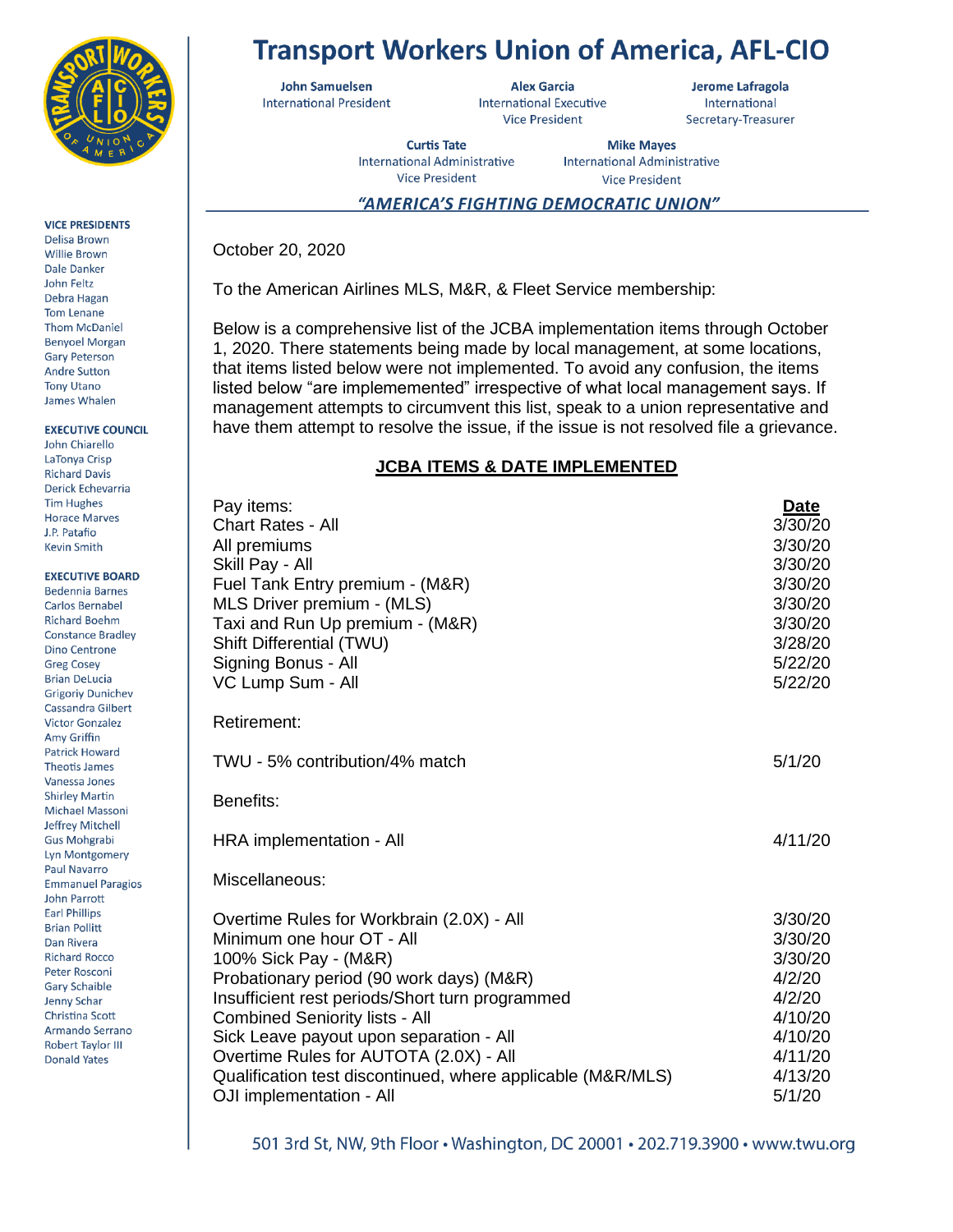# Transport Workers Union of America, AFL-CIO

**John Samuelsen**
International President

**Alex Garcia**
International Executive Vice President

**Jerome Lafragola**
International Secretary-Treasurer

**Curtis Tate**
International Administrative Vice President

**Mike Mayes**
International Administrative Vice President

***"AMERICA'S FIGHTING DEMOCRATIC UNION"***

**VICE PRESIDENTS**
Delisa Brown
Willie Brown
Dale Danker
John Feltz
Debra Hagan
Tom Lenane
Thom McDaniel
Benyoel Morgan
Gary Peterson
Andre Sutton
Tony Utano
James Whalen

**EXECUTIVE COUNCIL**
John Chiarello
LaTonya Crisp
Richard Davis
Derick Echevarria
Tim Hughes
Horace Marves
J.P. Patafio
Kevin Smith

**EXECUTIVE BOARD**
Bedennia Barnes
Carlos Bernabel
Richard Boehm
Constance Bradley
Dino Centrone
Greg Cosey
Brian DeLucia
Grigoriy Dunichev
Cassandra Gilbert
Victor Gonzalez
Amy Griffin
Patrick Howard
Theotis James
Vanessa Jones
Shirley Martin
Michael Massoni
Jeffrey Mitchell
Gus Mohgrabi
Lyn Montgomery
Paul Navarro
Emmanuel Paragios
John Parrott
Earl Phillips
Brian Pollitt
Dan Rivera
Richard Rocco
Peter Rosconi
Gary Schaible
Jenny Schar
Christina Scott
Armando Serrano
Robert Taylor III
Donald Yates

October 20, 2020

To the American Airlines MLS, M&R, & Fleet Service membership:

Below is a comprehensive list of the JCBA implementation items through October 1, 2020. There statements being made by local management, at some locations, that items listed below were not implemented. To avoid any confusion, the items listed below "are implemenented" irrespective of what local management says. If management attempts to circumvent this list, speak to a union representative and have them attempt to resolve the issue, if the issue is not resolved file a grievance.

## JCBA ITEMS & DATE IMPLEMENTED

| Pay items: | **Date** |
|---|---|
| Chart Rates - All | 3/30/20 |
| All premiums | 3/30/20 |
| Skill Pay - All | 3/30/20 |
| Fuel Tank Entry premium - (M&R) | 3/30/20 |
| MLS Driver premium - (MLS) | 3/30/20 |
| Taxi and Run Up premium - (M&R) | 3/30/20 |
| Shift Differential (TWU) | 3/28/20 |
| Signing Bonus - All | 5/22/20 |
| VC Lump Sum - All | 5/22/20 |
| **Retirement:** | |
| TWU - 5% contribution/4% match | 5/1/20 |
| **Benefits:** | |
| HRA implementation - All | 4/11/20 |
| **Miscellaneous:** | |
| Overtime Rules for Workbrain (2.0X) - All | 3/30/20 |
| Minimum one hour OT - All | 3/30/20 |
| 100% Sick Pay - (M&R) | 3/30/20 |
| Probationary period (90 work days) (M&R) | 4/2/20 |
| Insufficient rest periods/Short turn programmed | 4/2/20 |
| Combined Seniority lists - All | 4/10/20 |
| Sick Leave payout upon separation - All | 4/10/20 |
| Overtime Rules for AUTOTA (2.0X) - All | 4/11/20 |
| Qualification test discontinued, where applicable (M&R/MLS) | 4/13/20 |
| OJI implementation - All | 5/1/20 |

501 3rd St, NW, 9th Floor • Washington, DC 20001 • 202.719.3900 • www.twu.org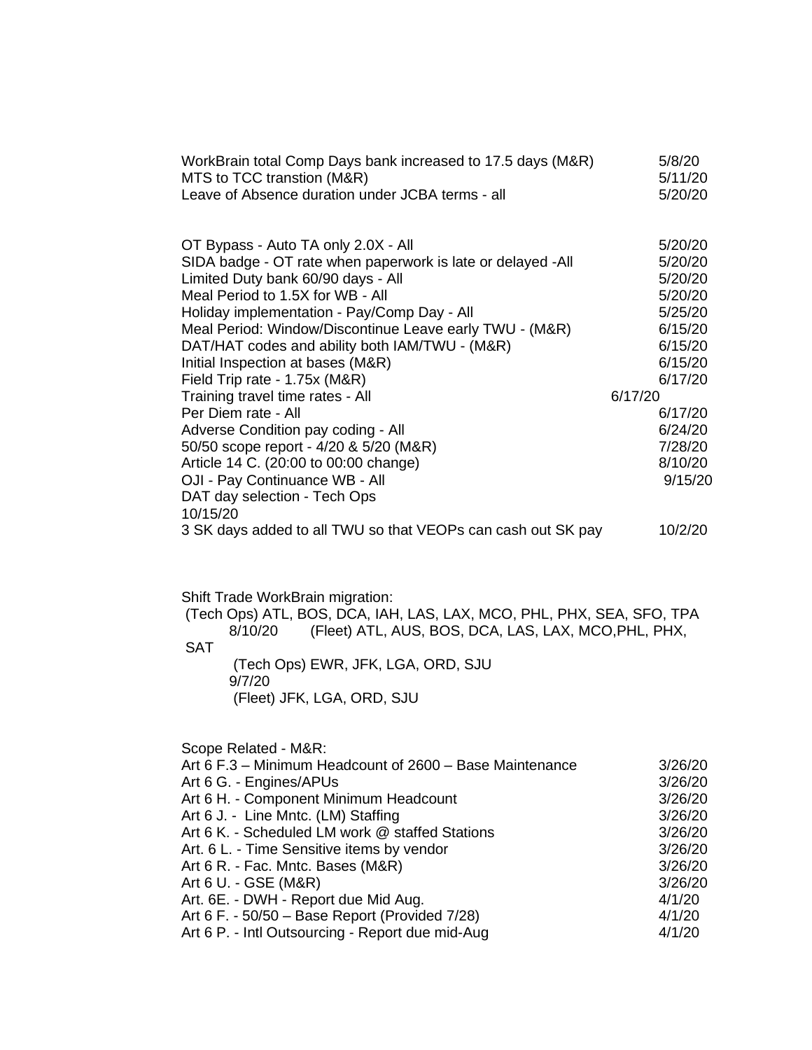| | |
|---|---|
| WorkBrain total Comp Days bank increased to 17.5 days (M&R) | 5/8/20 |
| MTS to TCC transtion (M&R) | 5/11/20 |
| Leave of Absence duration under JCBA terms - all | 5/20/20 |

| | |
|---|---|
| OT Bypass - Auto TA only 2.0X - All | 5/20/20 |
| SIDA badge - OT rate when paperwork is late or delayed -All | 5/20/20 |
| Limited Duty bank 60/90 days - All | 5/20/20 |
| Meal Period to 1.5X for WB - All | 5/20/20 |
| Holiday implementation - Pay/Comp Day - All | 5/25/20 |
| Meal Period: Window/Discontinue Leave early TWU - (M&R) | 6/15/20 |
| DAT/HAT codes and ability both IAM/TWU - (M&R) | 6/15/20 |
| Initial Inspection at bases (M&R) | 6/15/20 |
| Field Trip rate - 1.75x (M&R) | 6/17/20 |
| Training travel time rates - All | 6/17/20 |
| Per Diem rate - All | 6/17/20 |
| Adverse Condition pay coding - All | 6/24/20 |
| 50/50 scope report - 4/20 & 5/20 (M&R) | 7/28/20 |
| Article 14 C. (20:00 to 00:00 change) | 8/10/20 |
| OJI - Pay Continuance WB - All | 9/15/20 |
| DAT day selection - Tech Ops | 10/15/20 |
| 3 SK days added to all TWU so that VEOPs can cash out SK pay | 10/2/20 |

Shift Trade WorkBrain migration:

(Tech Ops) ATL, BOS, DCA, IAH, LAS, LAX, MCO, PHL, PHX, SEA, SFO, TPA
8/10/20 (Fleet) ATL, AUS, BOS, DCA, LAS, LAX, MCO,PHL, PHX, SAT

(Tech Ops) EWR, JFK, LGA, ORD, SJU
9/7/20
(Fleet) JFK, LGA, ORD, SJU

Scope Related - M&R:

| | |
|---|---|
| Art 6 F.3 – Minimum Headcount of 2600 – Base Maintenance | 3/26/20 |
| Art 6 G. - Engines/APUs | 3/26/20 |
| Art 6 H. - Component Minimum Headcount | 3/26/20 |
| Art 6 J. - Line Mntc. (LM) Staffing | 3/26/20 |
| Art 6 K. - Scheduled LM work @ staffed Stations | 3/26/20 |
| Art. 6 L. - Time Sensitive items by vendor | 3/26/20 |
| Art 6 R. - Fac. Mntc. Bases (M&R) | 3/26/20 |
| Art 6 U. - GSE (M&R) | 3/26/20 |
| Art. 6E. - DWH - Report due Mid Aug. | 4/1/20 |
| Art 6 F. - 50/50 – Base Report (Provided 7/28) | 4/1/20 |
| Art 6 P. - Intl Outsourcing - Report due mid-Aug | 4/1/20 |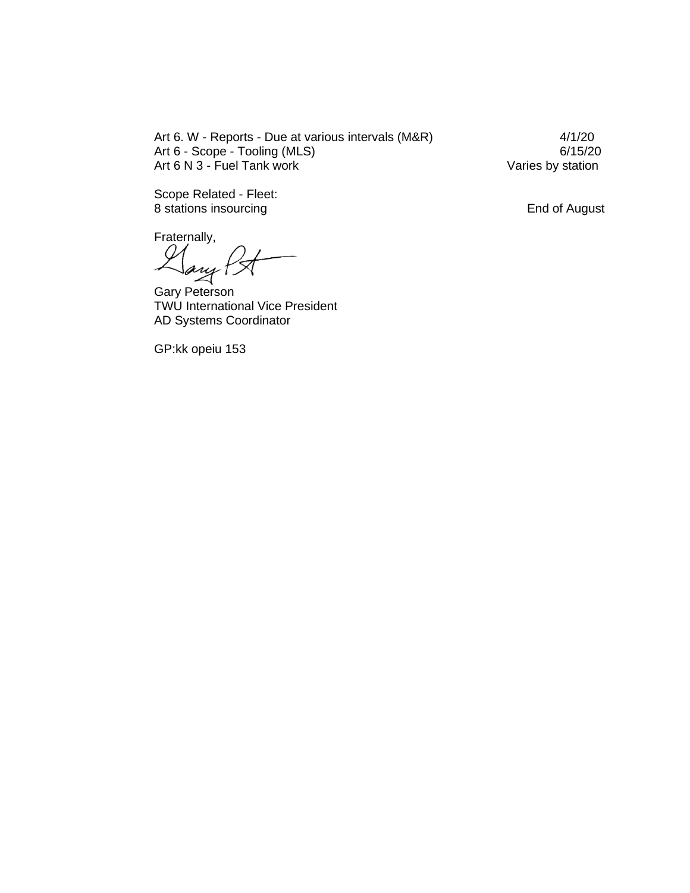| | |
|---|---|
| Art 6. W - Reports - Due at various intervals (M&R) | 4/1/20 |
| Art 6 - Scope - Tooling (MLS) | 6/15/20 |
| Art 6 N 3 - Fuel Tank work | Varies by station |

| | |
|---|---|
| Scope Related - Fleet: | |
| 8 stations insourcing | End of August |

Fraternally,

Gary Peterson
TWU International Vice President
AD Systems Coordinator

GP:kk opeiu 153